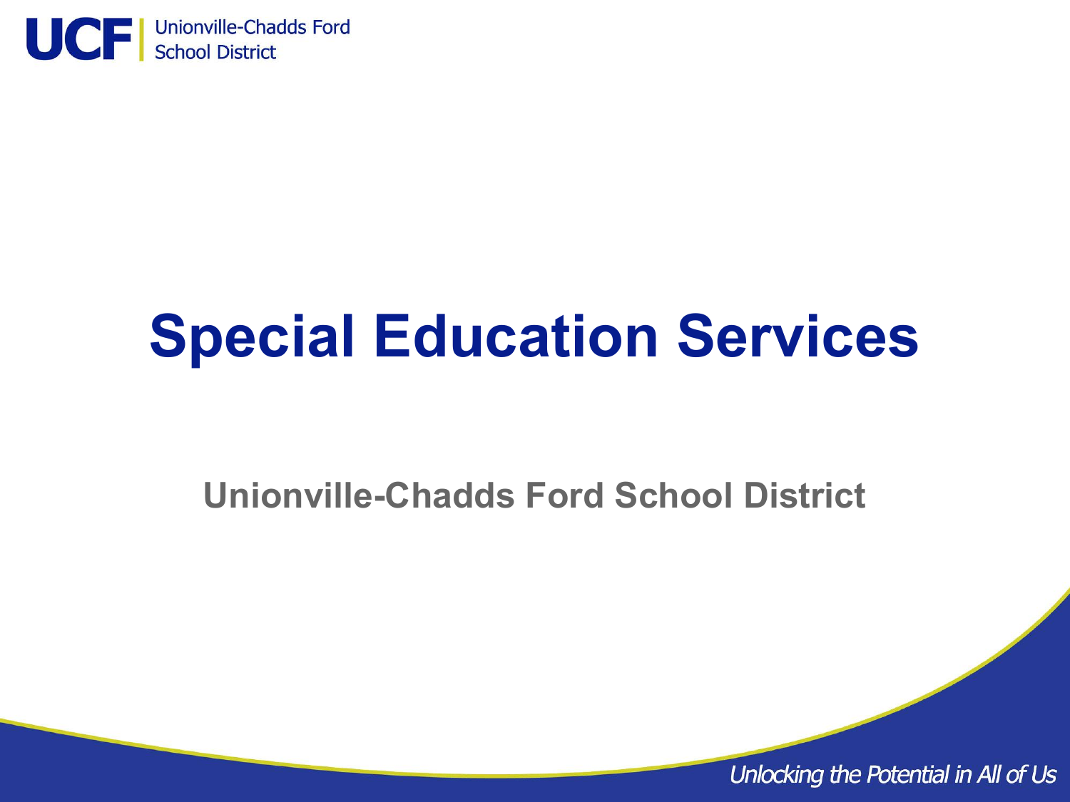UCF | Unionville-Chadds Ford School District

# Special Education Services

## Unionville-Chadds Ford School District

*Unlocking the Potential in All of Us*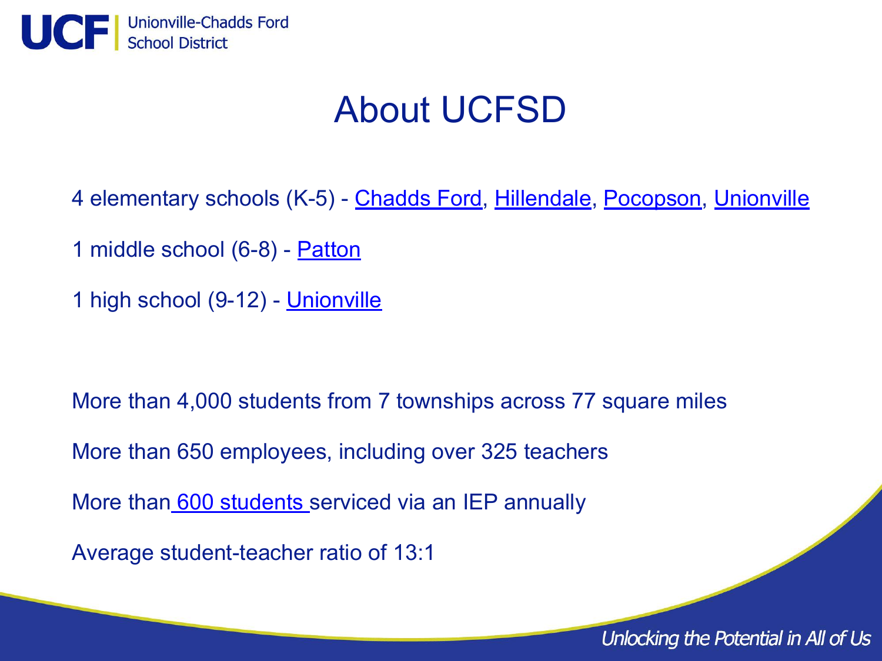# About UCFSD

4 elementary schools (K-5) - Chadds Ford, Hillendale, Pocopson, Unionville

1 middle school (6-8) - Patton

1 high school (9-12) - Unionville

More than 4,000 students from 7 townships across 77 square miles

More than 650 employees, including over 325 teachers

More than 600 students serviced via an IEP annually

Average student-teacher ratio of 13:1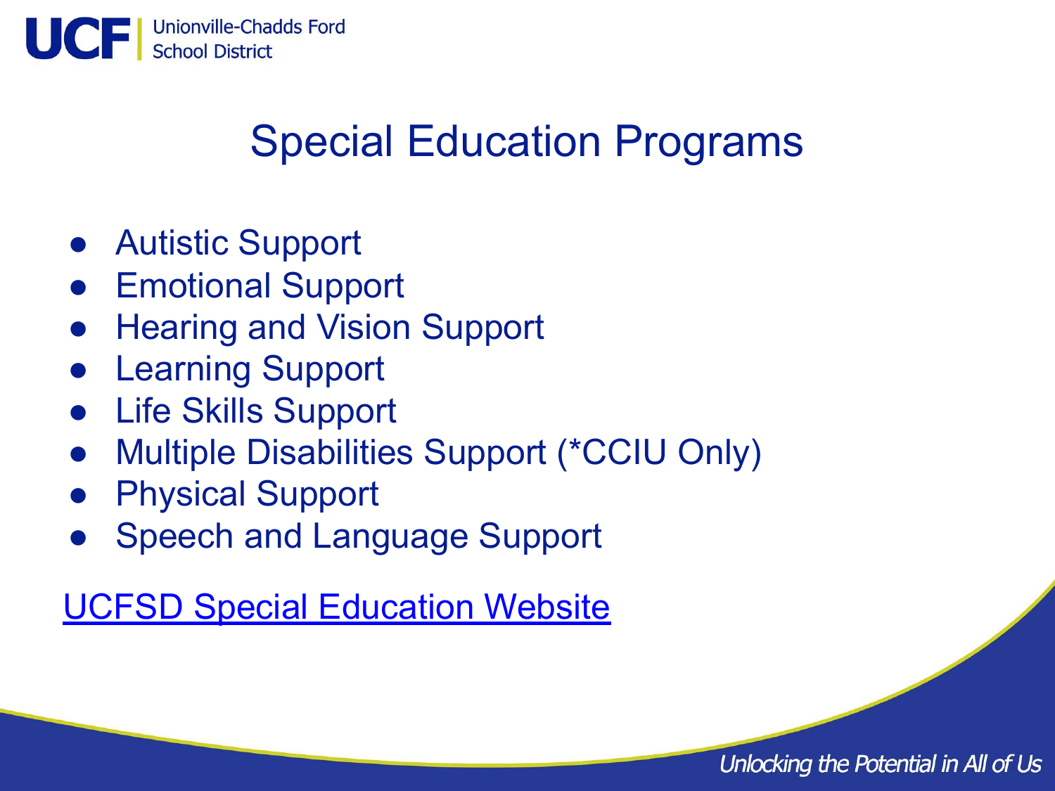# Special Education Programs

- Autistic Support
- Emotional Support
- Hearing and Vision Support
- Learning Support
- Life Skills Support
- Multiple Disabilities Support (*CCIU Only)
- Physical Support
- Speech and Language Support

UCFSD Special Education Website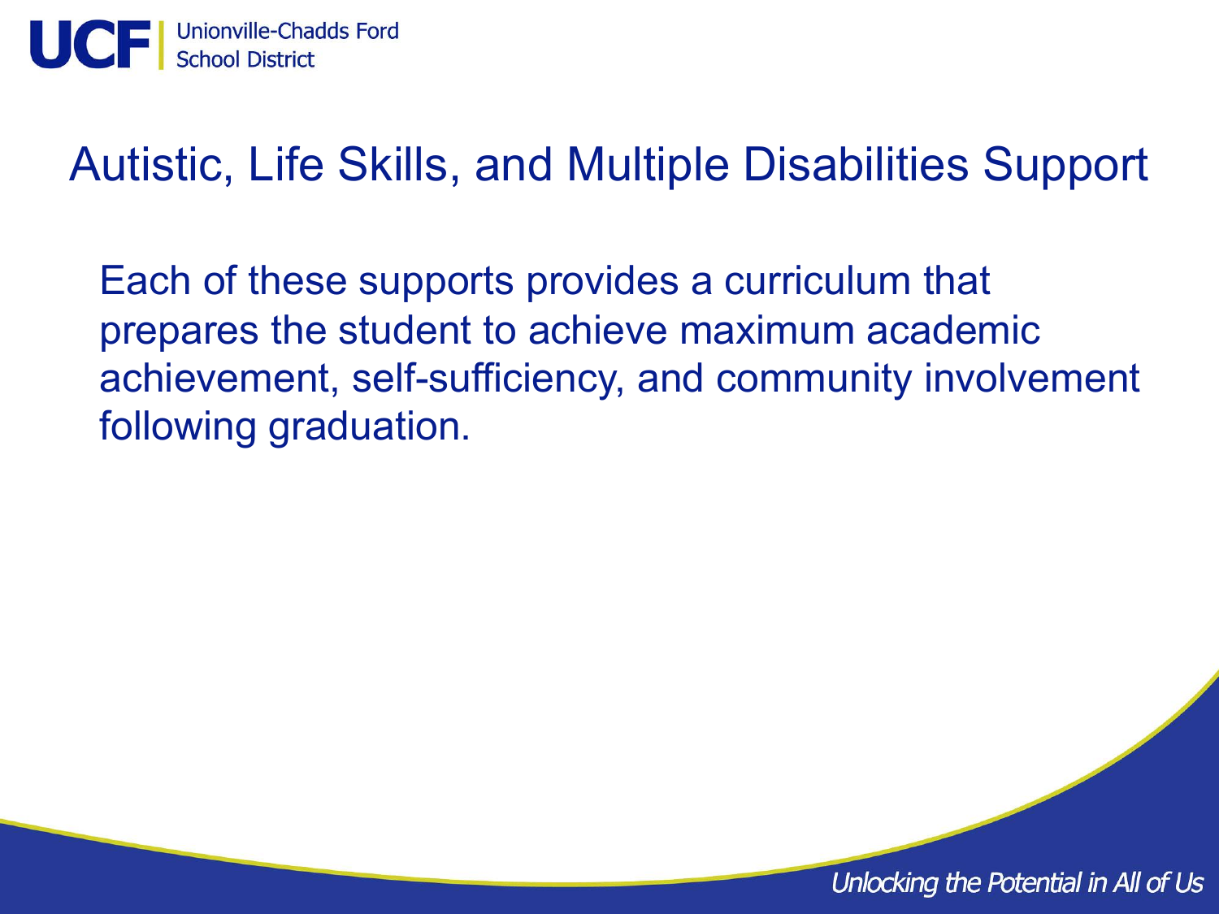# Autistic, Life Skills, and Multiple Disabilities Support

Each of these supports provides a curriculum that prepares the student to achieve maximum academic achievement, self-sufficiency, and community involvement following graduation.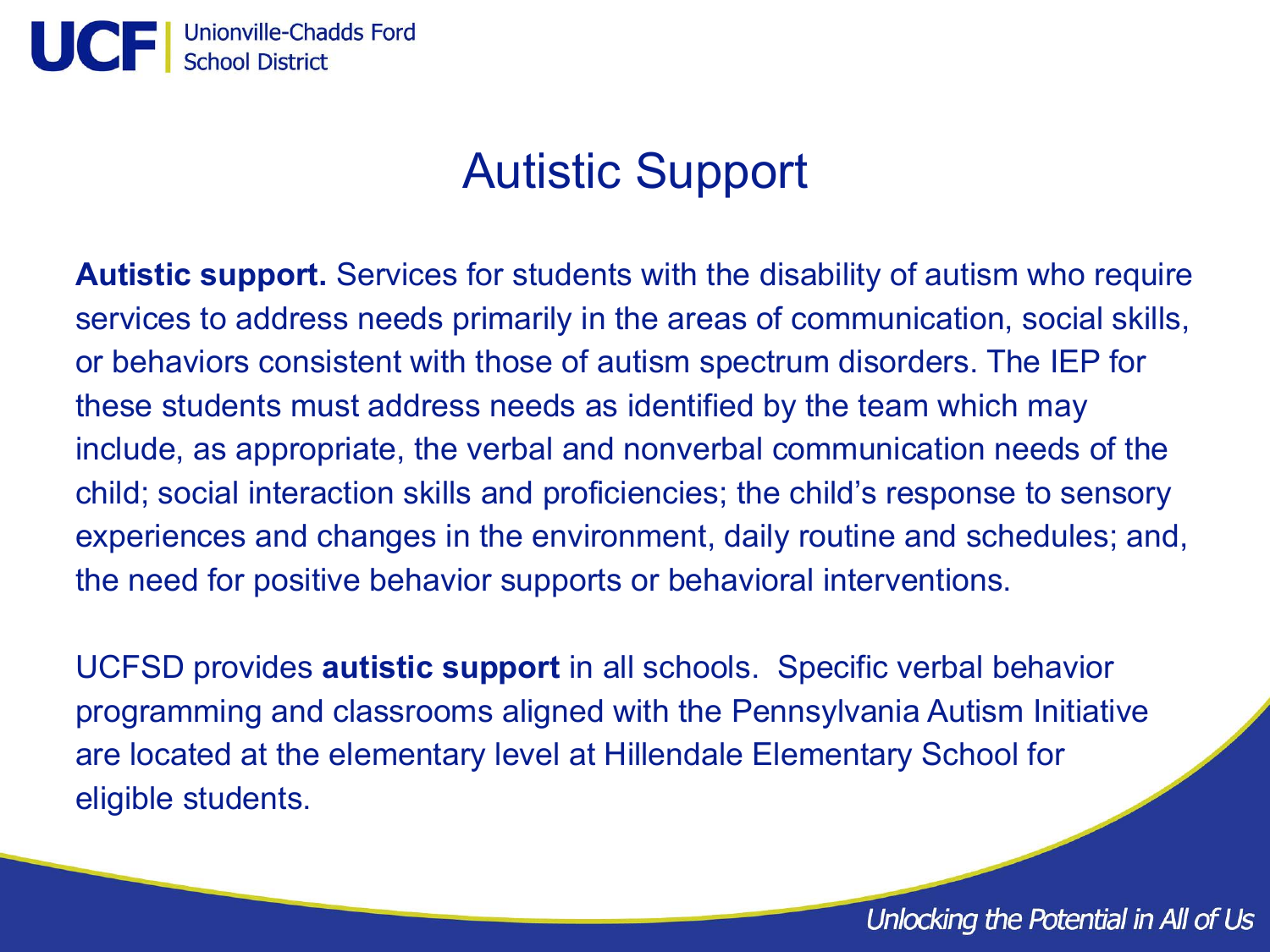# Autistic Support

**Autistic support.** Services for students with the disability of autism who require services to address needs primarily in the areas of communication, social skills, or behaviors consistent with those of autism spectrum disorders. The IEP for these students must address needs as identified by the team which may include, as appropriate, the verbal and nonverbal communication needs of the child; social interaction skills and proficiencies; the child's response to sensory experiences and changes in the environment, daily routine and schedules; and, the need for positive behavior supports or behavioral interventions.

UCFSD provides **autistic support** in all schools. Specific verbal behavior programming and classrooms aligned with the Pennsylvania Autism Initiative are located at the elementary level at Hillendale Elementary School for eligible students.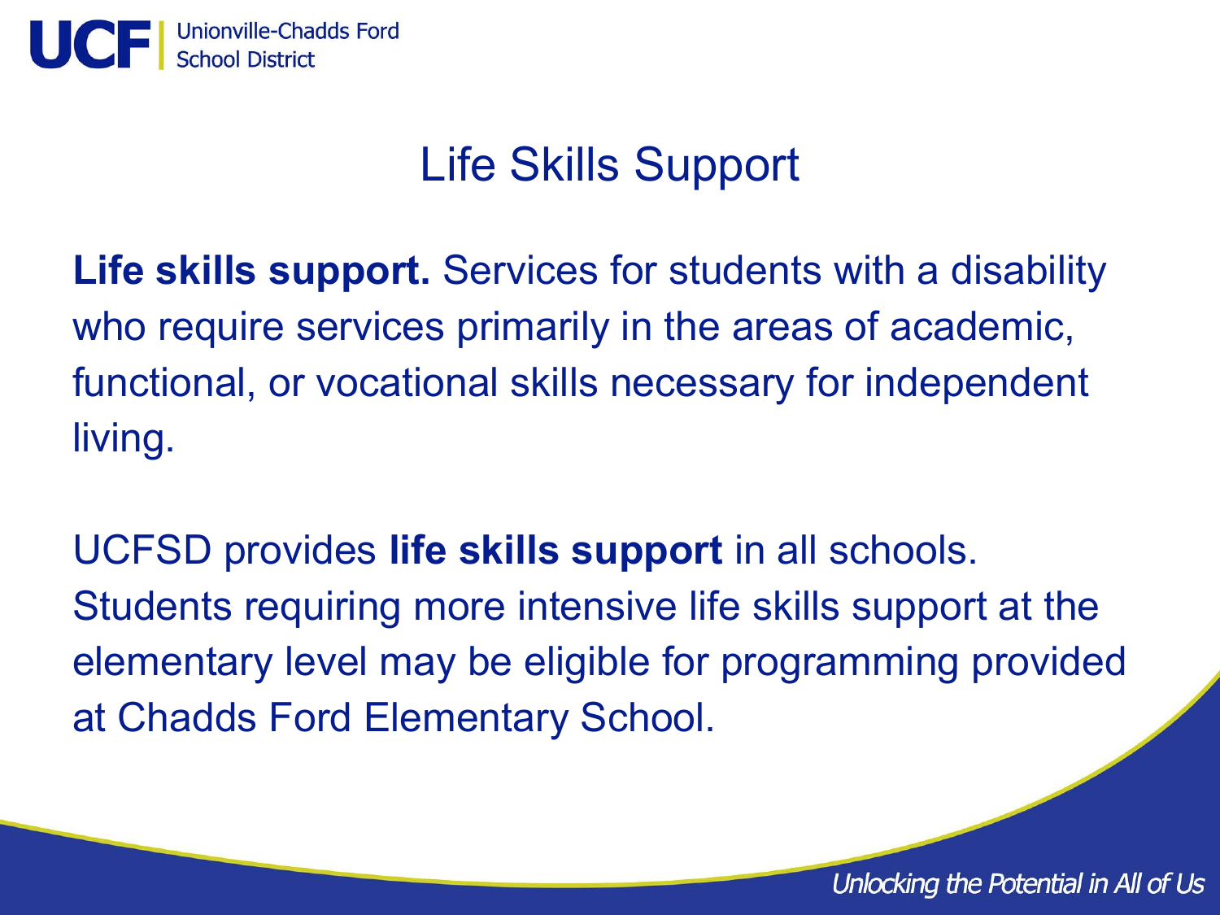# Life Skills Support

**Life skills support.** Services for students with a disability who require services primarily in the areas of academic, functional, or vocational skills necessary for independent living.

UCFSD provides **life skills support** in all schools. Students requiring more intensive life skills support at the elementary level may be eligible for programming provided at Chadds Ford Elementary School.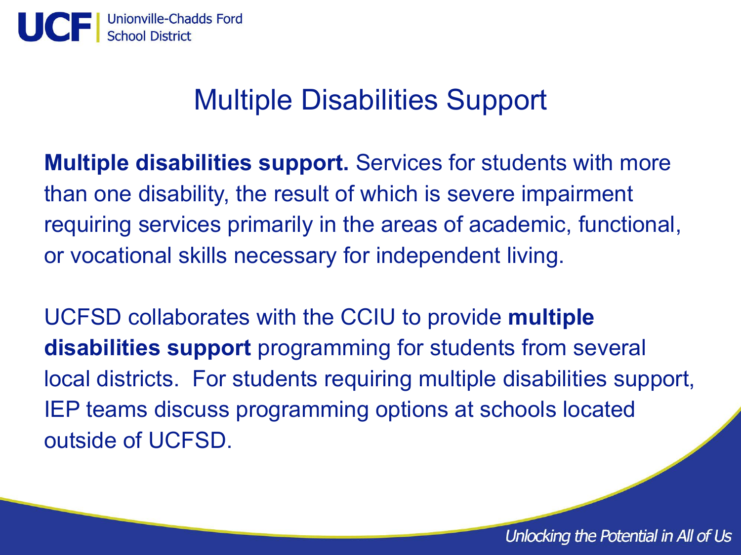# Multiple Disabilities Support

**Multiple disabilities support.** Services for students with more than one disability, the result of which is severe impairment requiring services primarily in the areas of academic, functional, or vocational skills necessary for independent living.

UCFSD collaborates with the CCIU to provide **multiple disabilities support** programming for students from several local districts. For students requiring multiple disabilities support, IEP teams discuss programming options at schools located outside of UCFSD.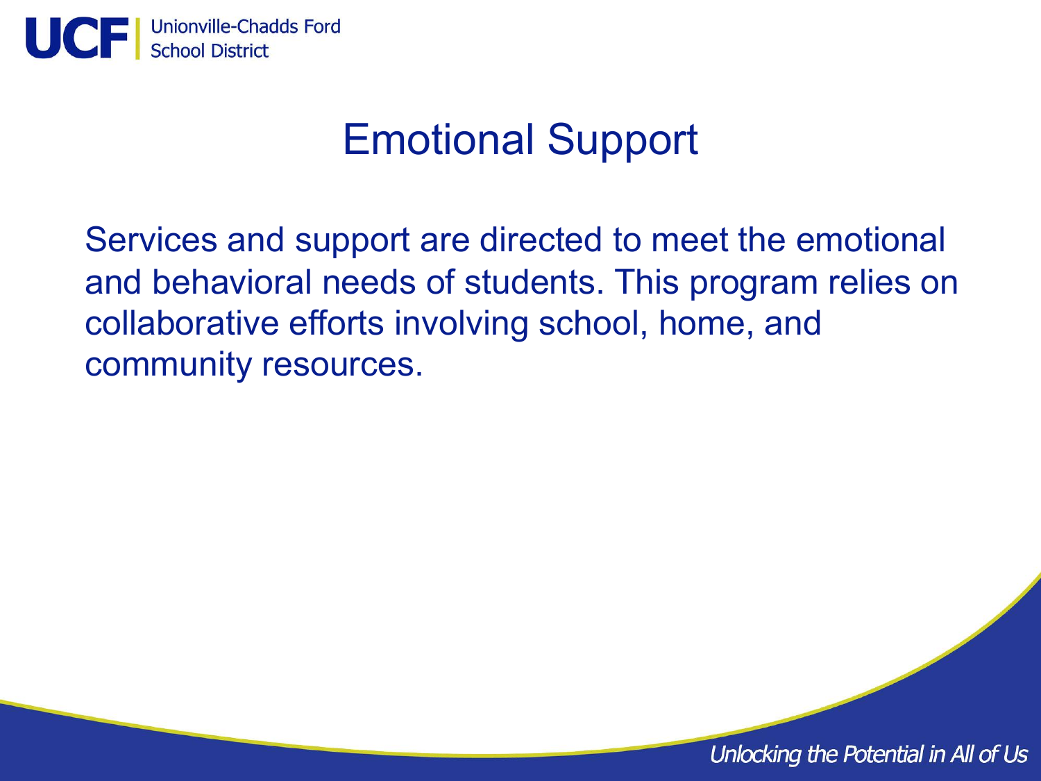# Emotional Support

Services and support are directed to meet the emotional and behavioral needs of students. This program relies on collaborative efforts involving school, home, and community resources.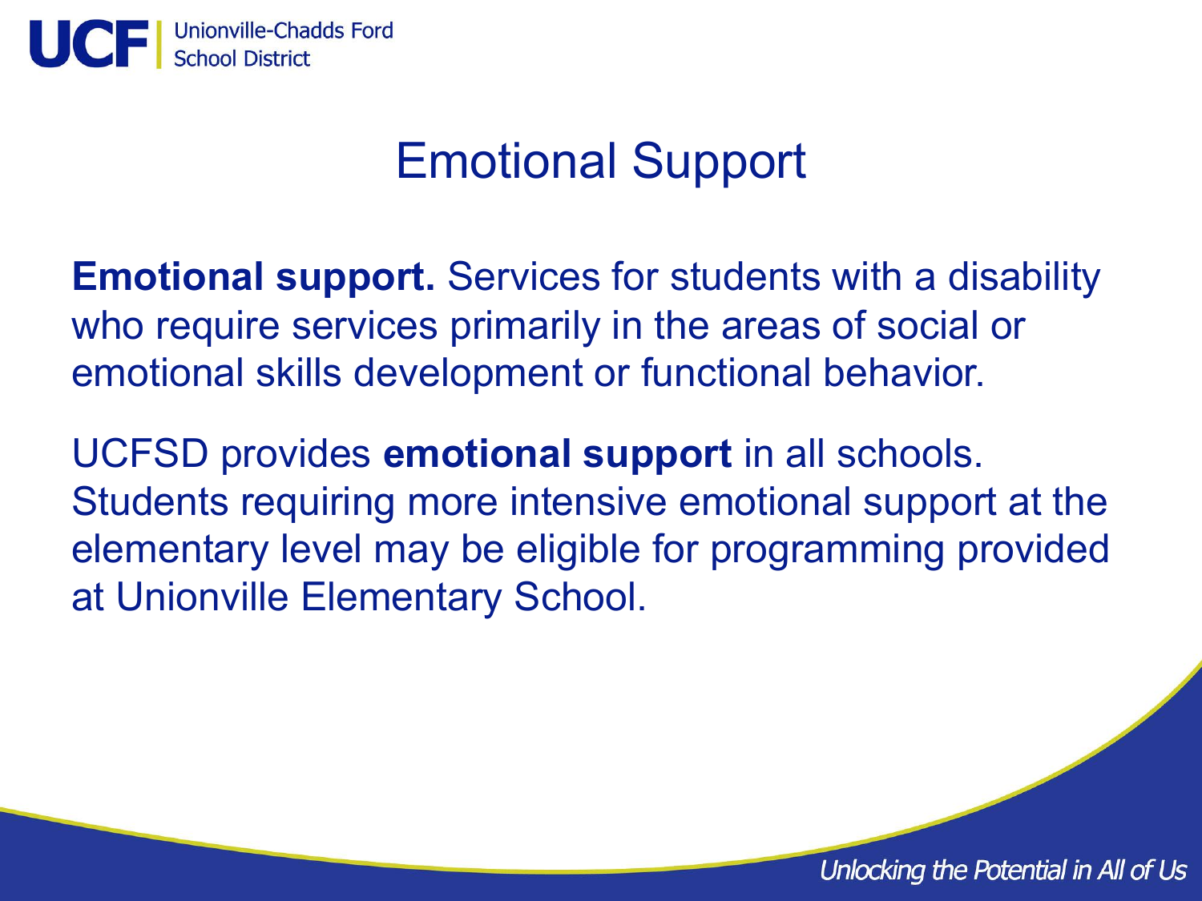# Emotional Support

**Emotional support.** Services for students with a disability who require services primarily in the areas of social or emotional skills development or functional behavior.

UCFSD provides **emotional support** in all schools. Students requiring more intensive emotional support at the elementary level may be eligible for programming provided at Unionville Elementary School.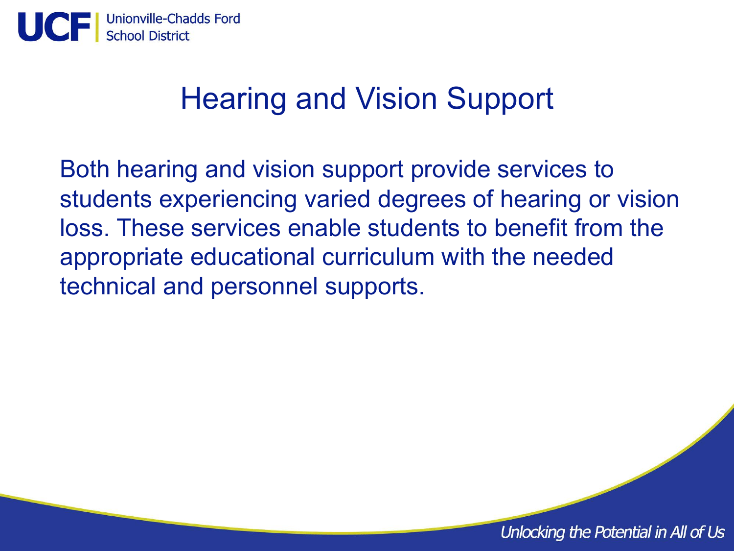# Hearing and Vision Support

Both hearing and vision support provide services to students experiencing varied degrees of hearing or vision loss. These services enable students to benefit from the appropriate educational curriculum with the needed technical and personnel supports.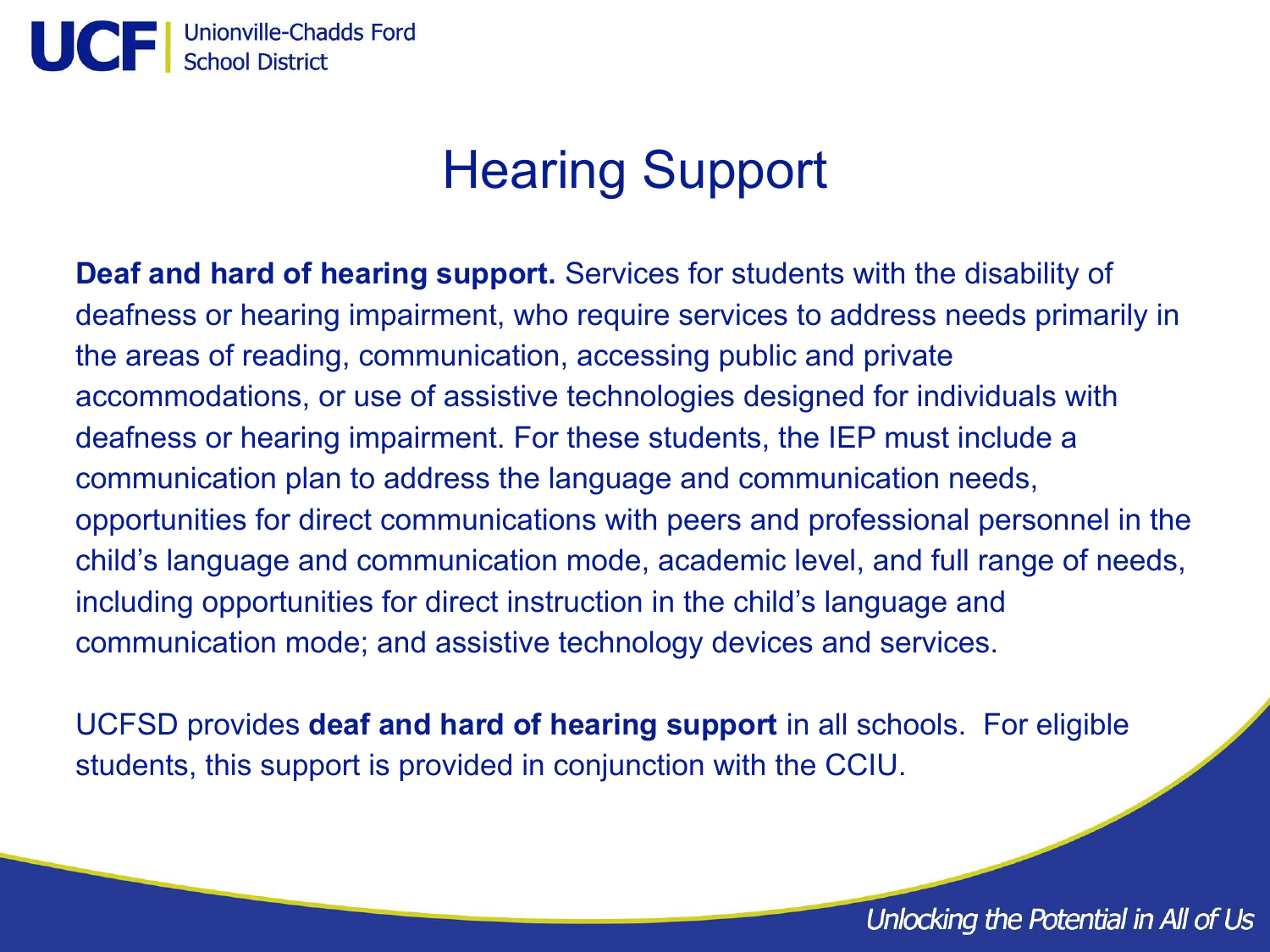# Hearing Support

**Deaf and hard of hearing support.** Services for students with the disability of deafness or hearing impairment, who require services to address needs primarily in the areas of reading, communication, accessing public and private accommodations, or use of assistive technologies designed for individuals with deafness or hearing impairment. For these students, the IEP must include a communication plan to address the language and communication needs, opportunities for direct communications with peers and professional personnel in the child's language and communication mode, academic level, and full range of needs, including opportunities for direct instruction in the child's language and communication mode; and assistive technology devices and services.

UCFSD provides **deaf and hard of hearing support** in all schools. For eligible students, this support is provided in conjunction with the CCIU.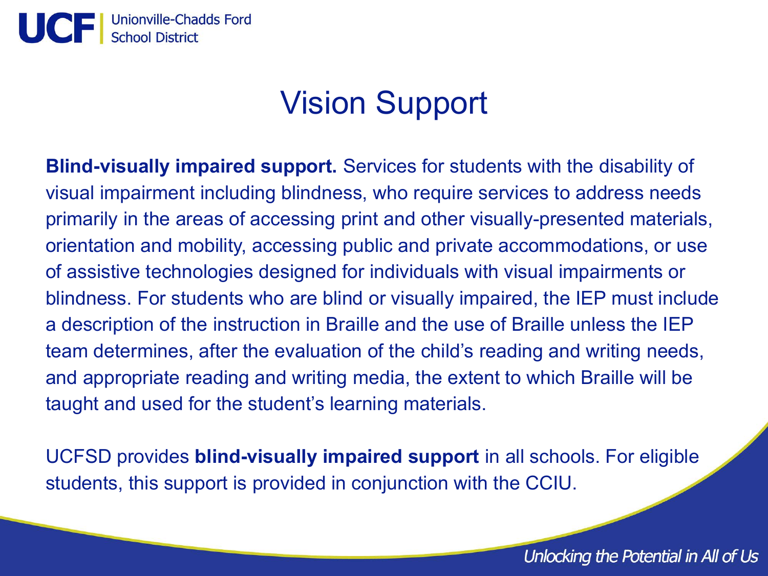# Vision Support

**Blind-visually impaired support.** Services for students with the disability of visual impairment including blindness, who require services to address needs primarily in the areas of accessing print and other visually-presented materials, orientation and mobility, accessing public and private accommodations, or use of assistive technologies designed for individuals with visual impairments or blindness. For students who are blind or visually impaired, the IEP must include a description of the instruction in Braille and the use of Braille unless the IEP team determines, after the evaluation of the child's reading and writing needs, and appropriate reading and writing media, the extent to which Braille will be taught and used for the student's learning materials.

UCFSD provides **blind-visually impaired support** in all schools. For eligible students, this support is provided in conjunction with the CCIU.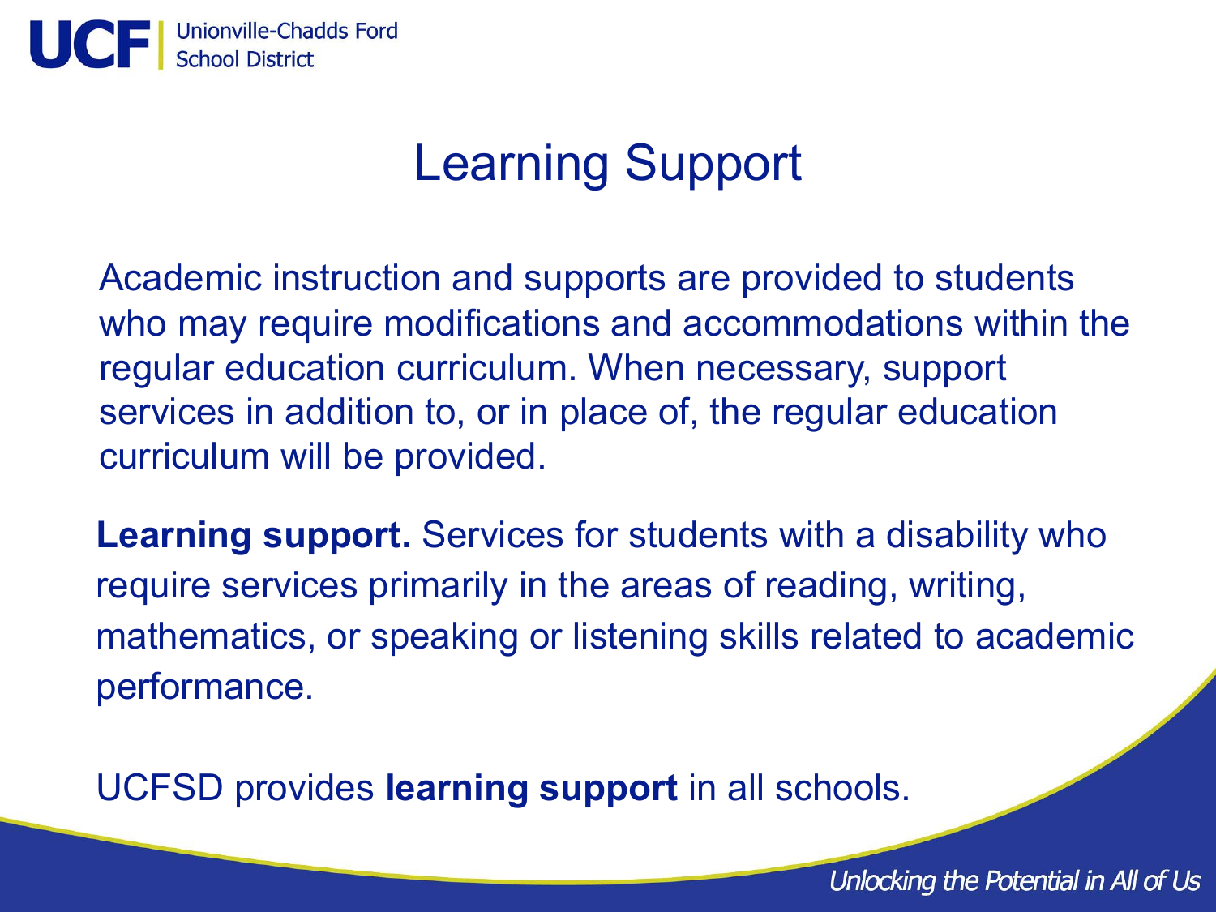# Learning Support

Academic instruction and supports are provided to students who may require modifications and accommodations within the regular education curriculum. When necessary, support services in addition to, or in place of, the regular education curriculum will be provided.

**Learning support.** Services for students with a disability who require services primarily in the areas of reading, writing, mathematics, or speaking or listening skills related to academic performance.

UCFSD provides **learning support** in all schools.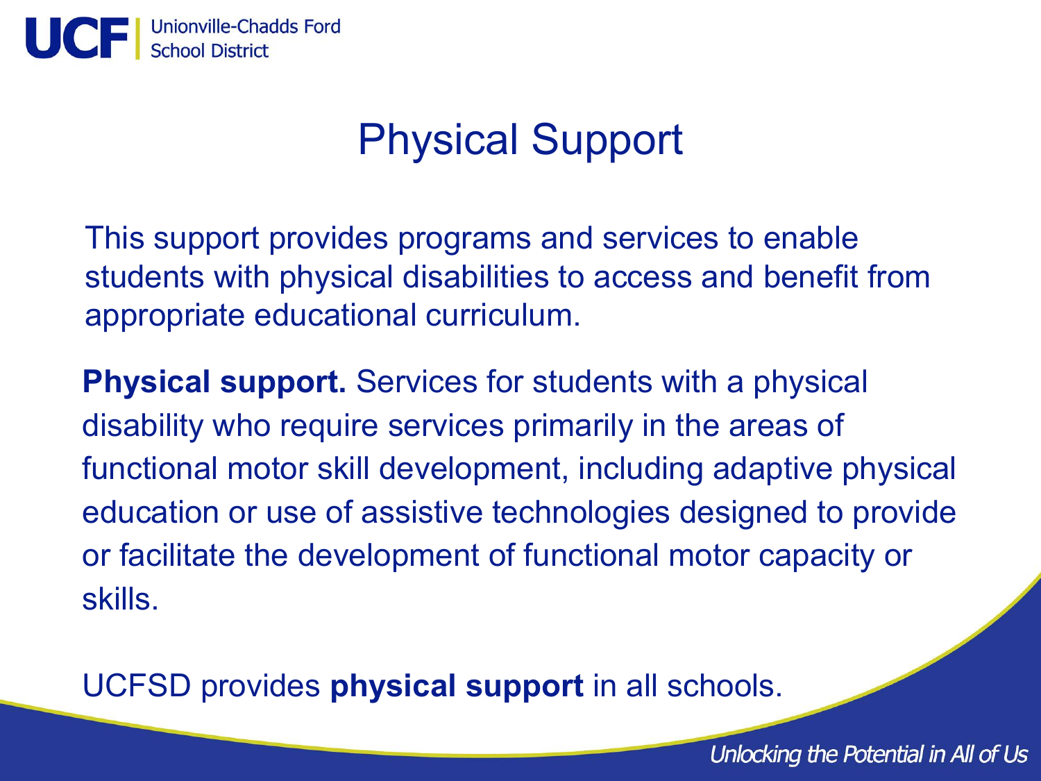# Physical Support

This support provides programs and services to enable students with physical disabilities to access and benefit from appropriate educational curriculum.

**Physical support.** Services for students with a physical disability who require services primarily in the areas of functional motor skill development, including adaptive physical education or use of assistive technologies designed to provide or facilitate the development of functional motor capacity or skills.

UCFSD provides **physical support** in all schools.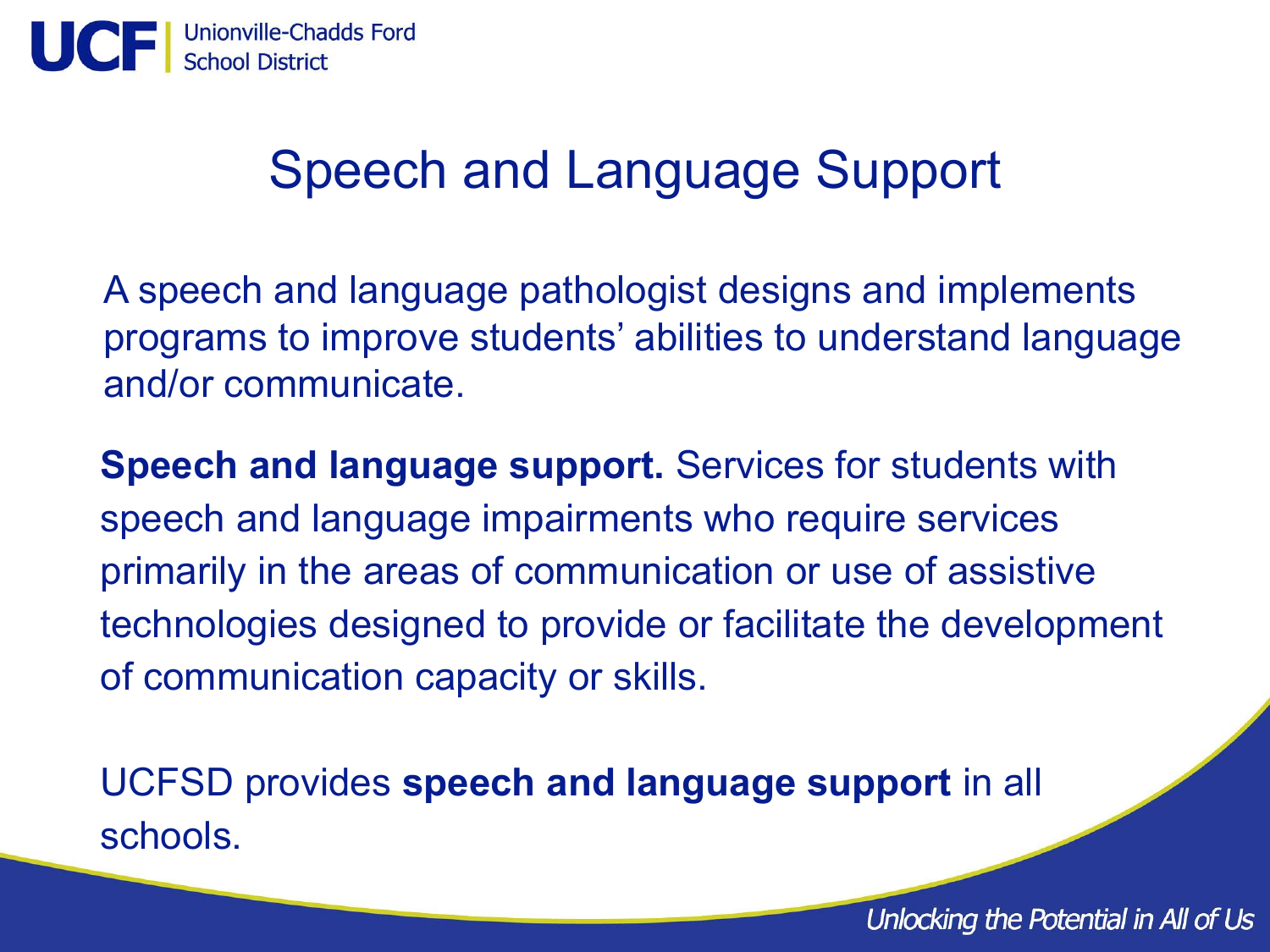# Speech and Language Support

A speech and language pathologist designs and implements programs to improve students' abilities to understand language and/or communicate.

**Speech and language support.** Services for students with speech and language impairments who require services primarily in the areas of communication or use of assistive technologies designed to provide or facilitate the development of communication capacity or skills.

UCFSD provides **speech and language support** in all schools.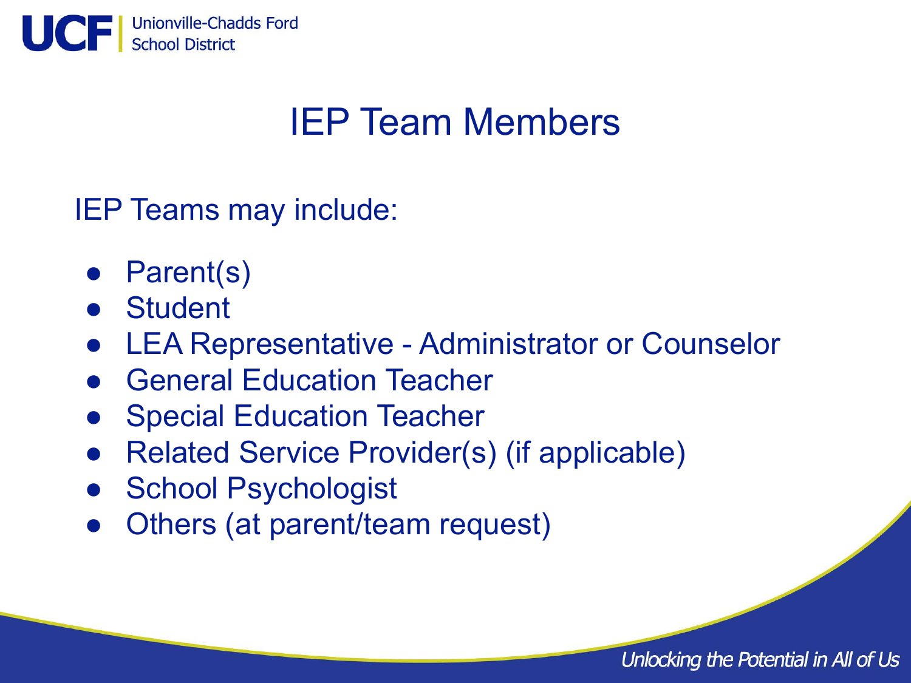# IEP Team Members

IEP Teams may include:

- Parent(s)
- Student
- LEA Representative - Administrator or Counselor
- General Education Teacher
- Special Education Teacher
- Related Service Provider(s) (if applicable)
- School Psychologist
- Others (at parent/team request)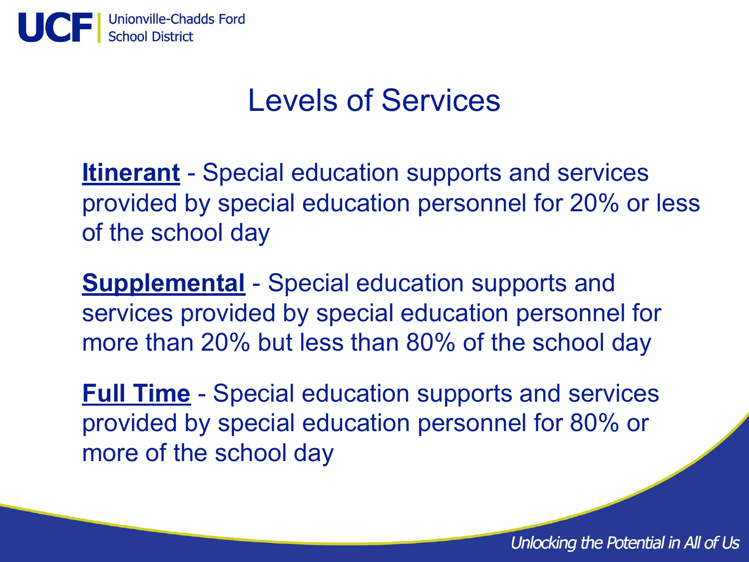# Levels of Services

**Itinerant** - Special education supports and services provided by special education personnel for 20% or less of the school day

**Supplemental** - Special education supports and services provided by special education personnel for more than 20% but less than 80% of the school day

**Full Time** - Special education supports and services provided by special education personnel for 80% or more of the school day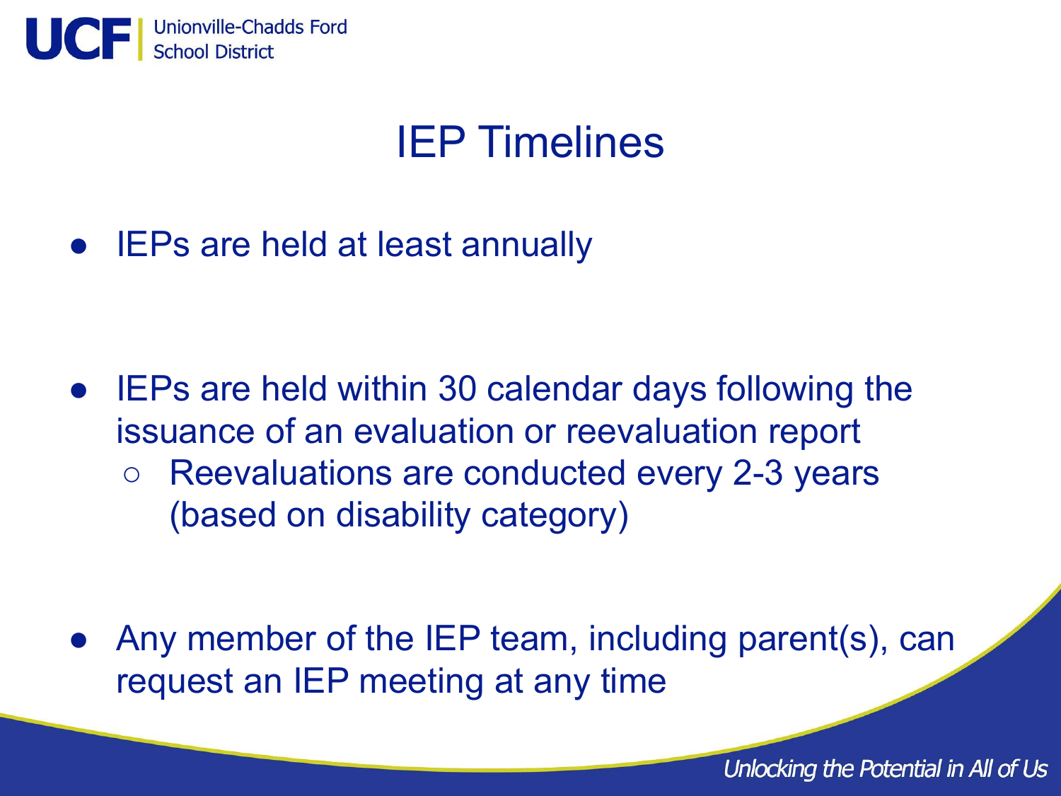# IEP Timelines

- IEPs are held at least annually

- IEPs are held within 30 calendar days following the issuance of an evaluation or reevaluation report
  - Reevaluations are conducted every 2-3 years (based on disability category)

- Any member of the IEP team, including parent(s), can request an IEP meeting at any time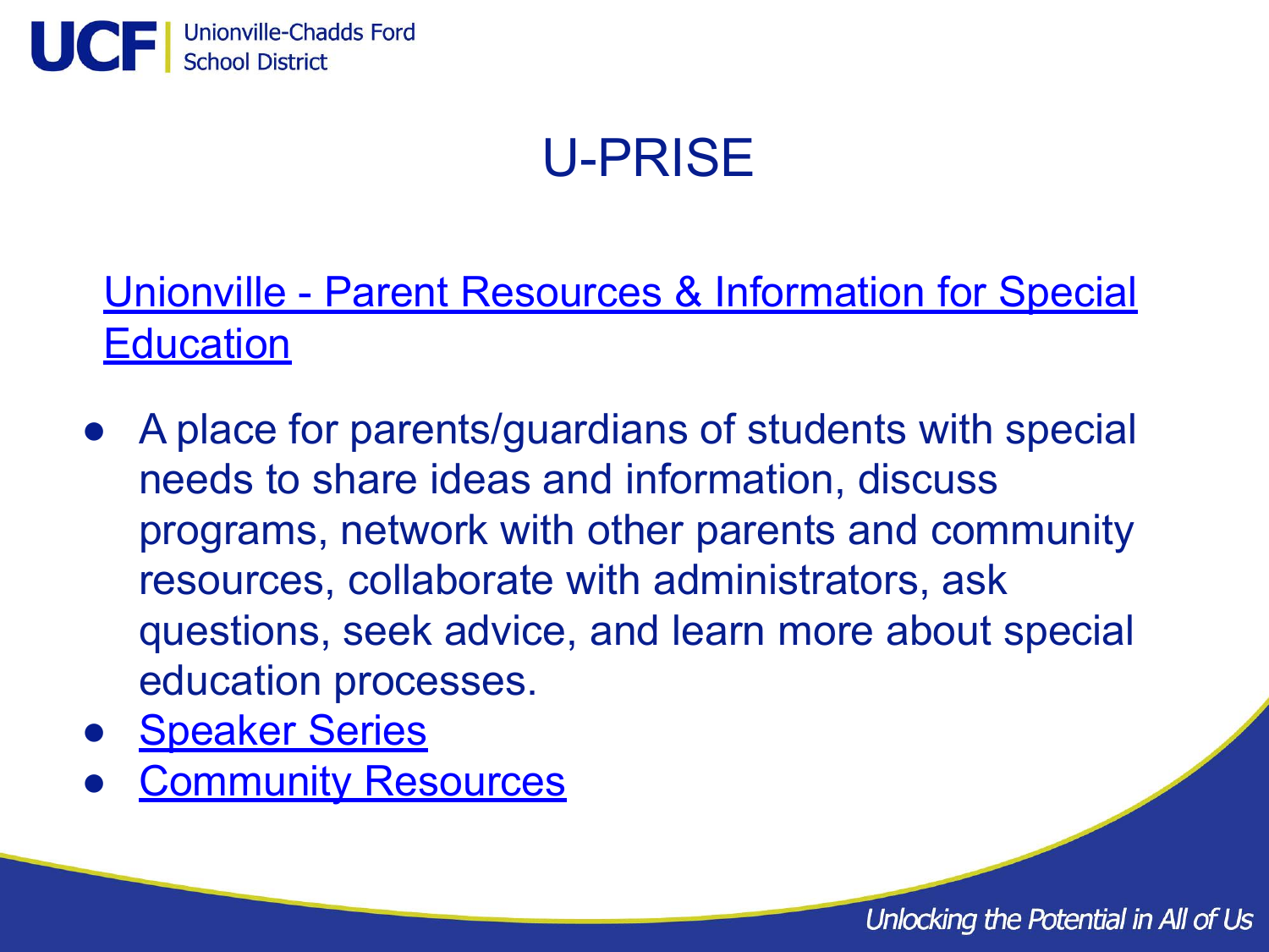# U-PRISE

Unionville - Parent Resources & Information for Special Education

- A place for parents/guardians of students with special needs to share ideas and information, discuss programs, network with other parents and community resources, collaborate with administrators, ask questions, seek advice, and learn more about special education processes.
- Speaker Series
- Community Resources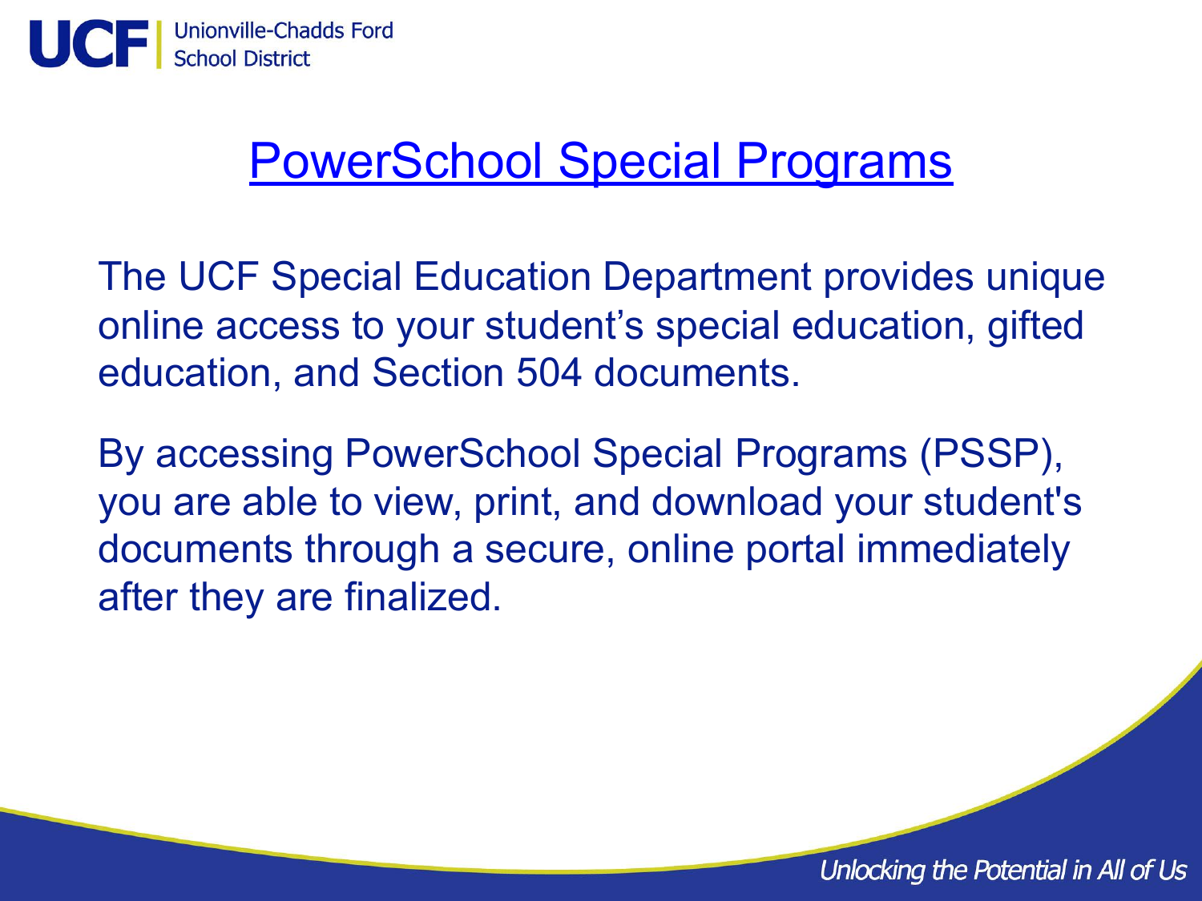# PowerSchool Special Programs

The UCF Special Education Department provides unique online access to your student's special education, gifted education, and Section 504 documents.

By accessing PowerSchool Special Programs (PSSP), you are able to view, print, and download your student's documents through a secure, online portal immediately after they are finalized.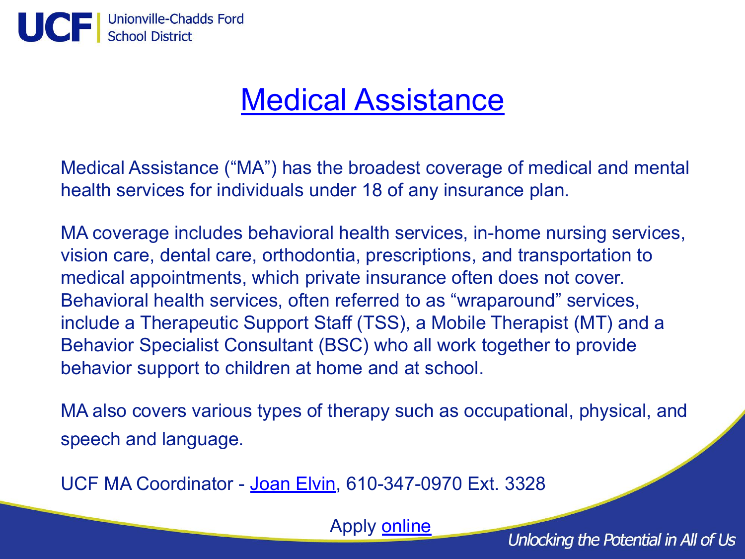# Medical Assistance

Medical Assistance ("MA") has the broadest coverage of medical and mental health services for individuals under 18 of any insurance plan.

MA coverage includes behavioral health services, in-home nursing services, vision care, dental care, orthodontia, prescriptions, and transportation to medical appointments, which private insurance often does not cover. Behavioral health services, often referred to as "wraparound" services, include a Therapeutic Support Staff (TSS), a Mobile Therapist (MT) and a Behavior Specialist Consultant (BSC) who all work together to provide behavior support to children at home and at school.

MA also covers various types of therapy such as occupational, physical, and speech and language.

UCF MA Coordinator - Joan Elvin, 610-347-0970 Ext. 3328

Apply online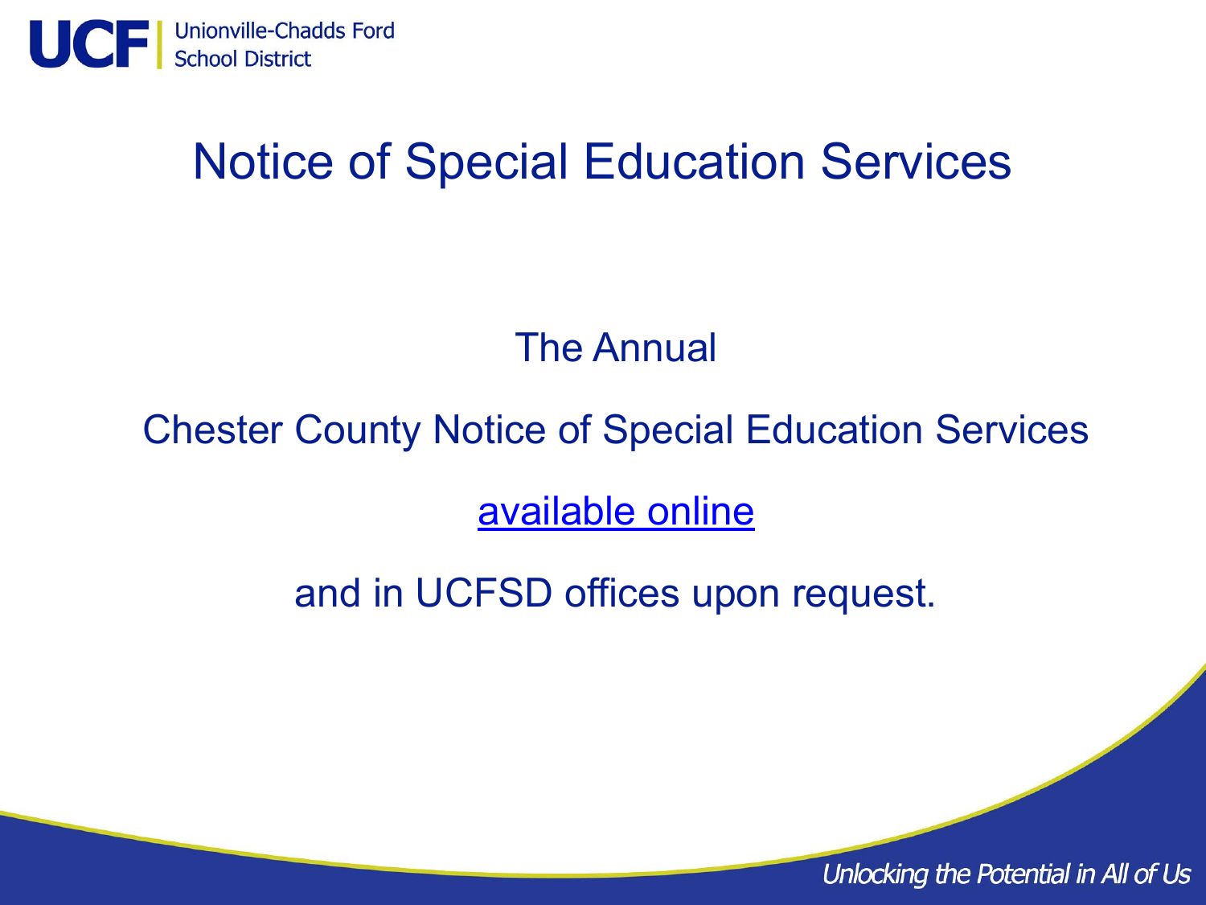# Notice of Special Education Services

The Annual

Chester County Notice of Special Education Services

available online

and in UCFSD offices upon request.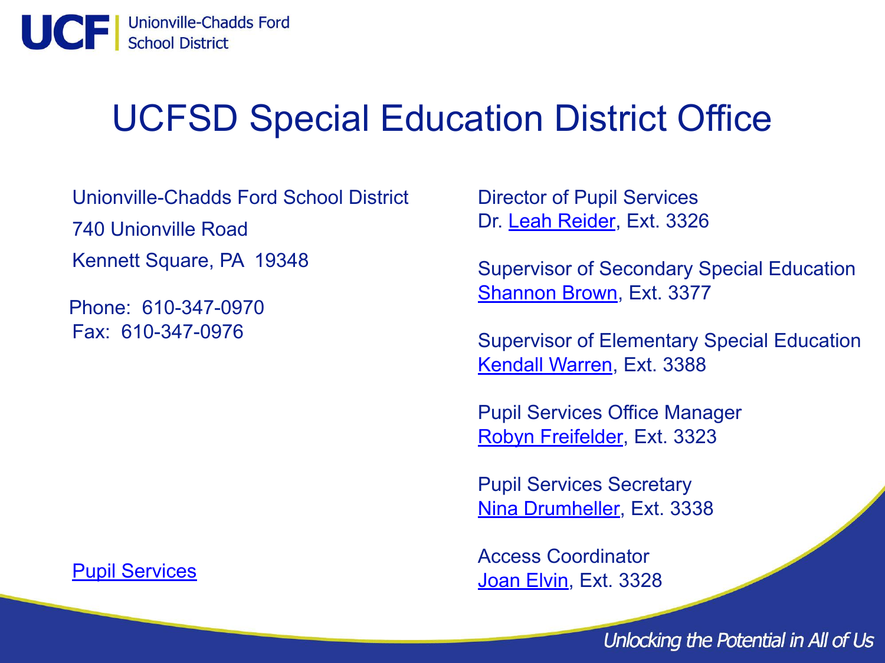# UCFSD Special Education District Office

Unionville-Chadds Ford School District

740 Unionville Road

Kennett Square, PA 19348

Phone: 610-347-0970

Fax: 610-347-0976

Pupil Services

Director of Pupil Services
Dr. Leah Reider, Ext. 3326

Supervisor of Secondary Special Education
Shannon Brown, Ext. 3377

Supervisor of Elementary Special Education
Kendall Warren, Ext. 3388

Pupil Services Office Manager
Robyn Freifelder, Ext. 3323

Pupil Services Secretary
Nina Drumheller, Ext. 3338

Access Coordinator
Joan Elvin, Ext. 3328

*Unlocking the Potential in All of Us*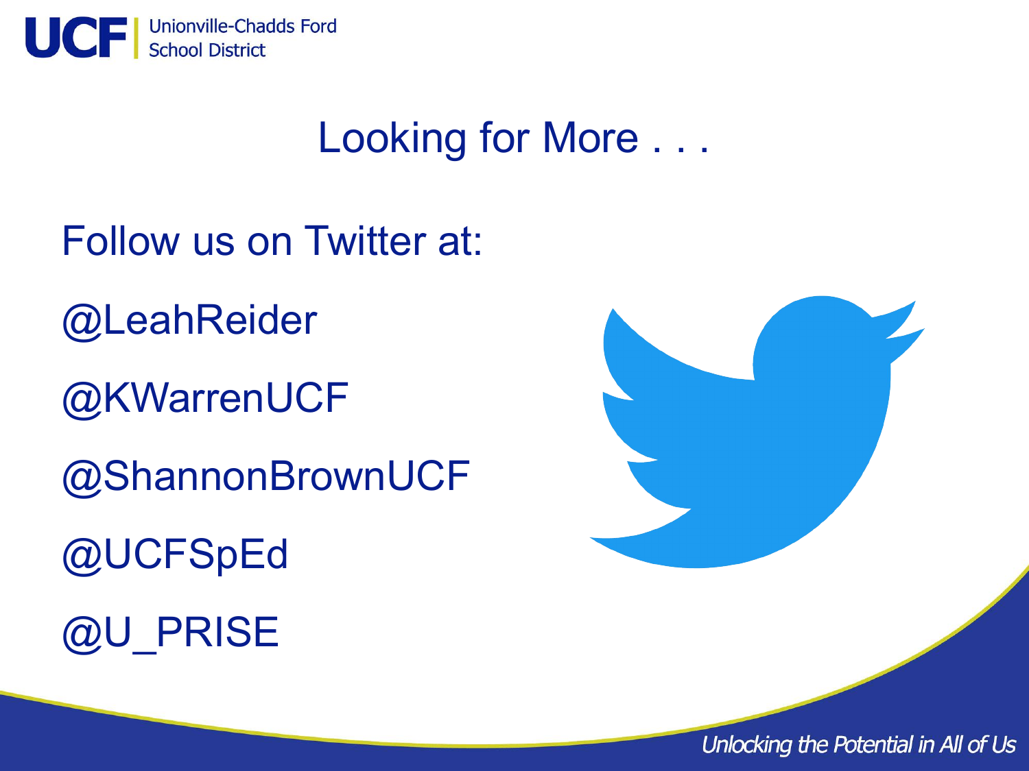# Looking for More . . .

Follow us on Twitter at:

@LeahReider

@KWarrenUCF

@ShannonBrownUCF

@UCFSpEd

@U_PRISE